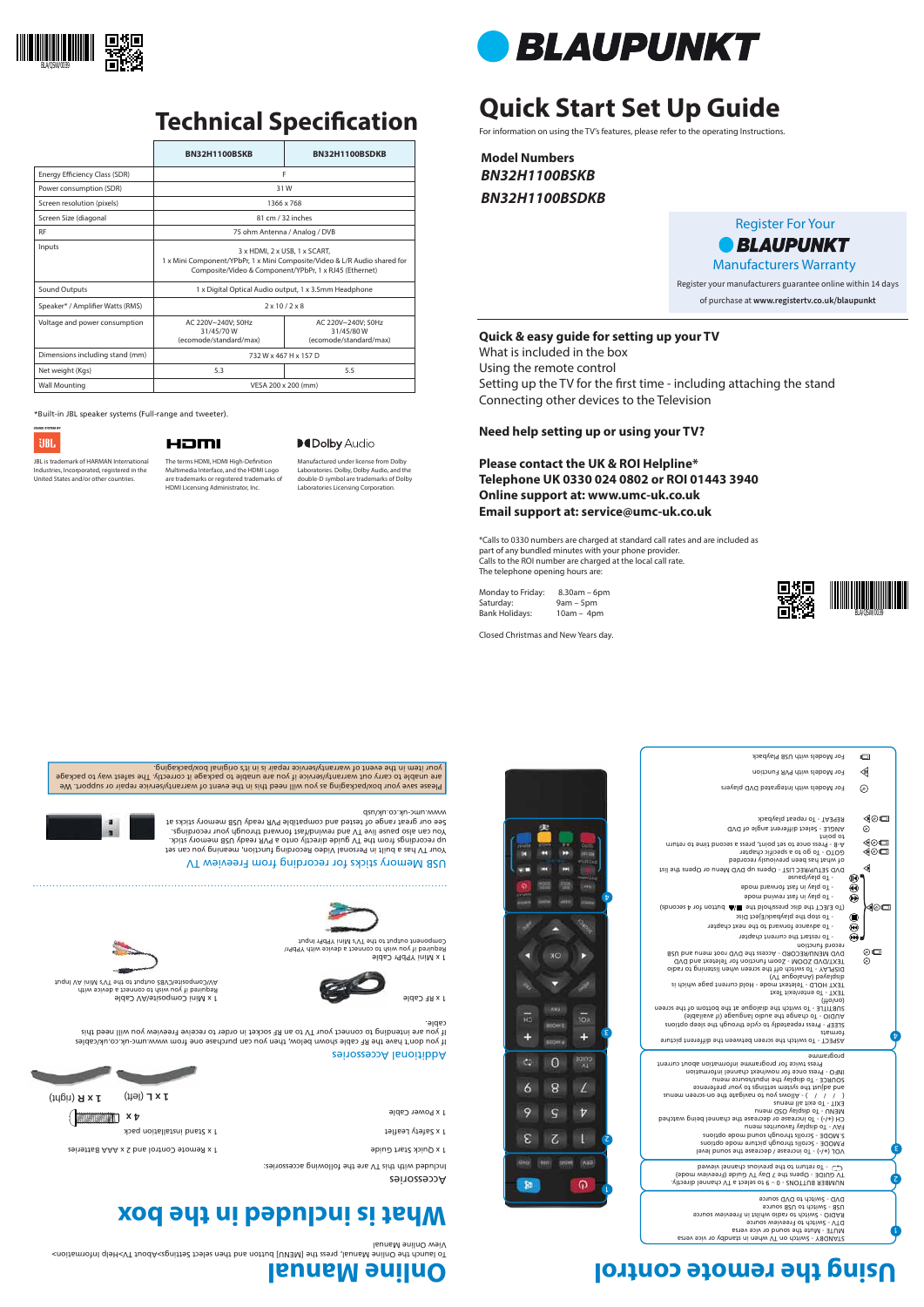# BLAUPUNKT

# Quick Start Set Up Guide

For information on using the TV's features, please refer to the operating Instructions.

**Model Numbers**

***BN32H1100BSKB***

***BN32H1100BSDKB***

Register For Your BLAUPUNKT Manufacturers Warranty

Register your manufacturers guarantee online within 14 days of purchase at **www.registertv.co.uk/blaupunkt**

**Quick & easy guide for setting up your TV**

What is included in the box

Using the remote control

Setting up the TV for the first time - including attaching the stand

Connecting other devices to the Television

**Need help setting up or using your TV?**

**Please contact the UK & ROI Helpline***

**Telephone UK 0330 024 0802 or ROI 01443 3940**

**Online support at: www.umc-uk.co.uk**

**Email support at: service@umc-uk.co.uk**

*Calls to 0330 numbers are charged at standard call rates and are included as part of any bundled minutes with your phone provider.
Calls to the ROI number are charged at the local call rate.
The telephone opening hours are:

| | |
|---|---|
| Monday to Friday: | 8.30am – 6pm |
| Saturday: | 9am – 5pm |
| Bank Holidays: | 10am – 4pm |

Closed Christmas and New Years day.

# Technical Specification

| | BN32H1100BSKB | BN32H1100BSDKB |
|---|---|---|
| Energy Efficiency Class (SDR) | F | |
| Power consumption (SDR) | 31 W | |
| Screen resolution (pixels) | 1366 x 768 | |
| Screen Size (diagonal | 81 cm / 32 inches | |
| RF | 75 ohm Antenna / Analog / DVB | |
| Inputs | 3 x HDMI, 2 x USB, 1 x SCART, 1 x Mini Component/YPbPr, 1 x Mini Composite/Video & L/R Audio shared for Composite/Video & Component/YPbPr, 1 x RJ45 (Ethernet) | |
| Sound Outputs | 1 x Digital Optical Audio output, 1 x 3.5mm Headphone | |
| Speaker* / Amplifier Watts (RMS) | 2 x 10 / 2 x 8 | |
| Voltage and power consumption | AC 220V~240V; 50Hz 31/45/70 W (ecomode/standard/max) | AC 220V~240V; 50Hz 31/45/80 W (ecomode/standard/max) |
| Dimensions including stand (mm) | 732 W x 467 H x 157 D | |
| Net weight (Kgs) | 5.3 | 5.5 |
| Wall Mounting | VESA 200 x 200 (mm) | |

*Built-in JBL speaker systems (Full-range and tweeter).

JBL is trademark of HARMAN International Industries, Incorporated, registered in the United States and/or other countries.

The terms HDMI, HDMI High-Definition Multimedia Interface, and the HDMI Logo are trademarks or registered trademarks of HDMI Licensing Administrator, Inc.

Manufactured under license from Dolby Laboratories. Dolby, Dolby Audio, and the double-D symbol are trademarks of Dolby Laboratories Licensing Corporation.

# Online Manual

To launch the Online Manual, press the [MENU] button and then select Settings>About TV>Help Information>View Online Manual

# What is included in the box

## Accessories

Included with this TV are the following accessories:

- 1 x Quick Start Guide
- 1 x Remote Control & 2 x AAA Batteries
- 1 x Safety Leaflet
- 1 x Stand installation pack
- 1 x Power Cable
- 4 x
- 1 x L (left)
- 1 x R (right)

## Additional Accessories

If you don't have the RF cable shown below, then you can purchase one from www.umc-uk.co.uk/cables

If you are intending to connect your TV to an RF socket in order to receive Freeview you will need this cable.

- 1 x RF Cable
- 1 x Mini YPbPr Cable — Required if you wish to connect a device with YPbPr Component output to the TV's Mini YPbPr input
- 1 x Mini Composite/AV Cable — Required if you wish to connect a device with AV/Composite/CVBS output to the TV's Mini AV input

## USB Memory sticks for recording from Freeview TV

Your TV has a built in Personal Video Recording function, meaning you can set up recordings from the TV guide directly onto a PVR ready USB memory stick. You can also pause live TV and rewind/fast forward through your recordings. See our great range of tested and compatible PVR ready USB memory sticks at www.umc-uk.co.uk

Please save your box/packaging as you will need this in the event of warranty/service repair or support. We are unable to carry out warranty/service if you are unable to package it correctly. The safest way to package your item in the event of warranty/service repair is in it's original box/packaging.

# Using the remote control

1.
- STANDBY – Switch on TV when in standby or vice versa
- MUTE – Mute the sound or vice versa
- TV – Switch to Freeview source
- RADIO – Switch to radio whilst in Freeview source
- USB – Switch to USB source
- DVD – Switch to DVD source

2.
- NUMBER BUTTONS – 0 – 9 to select a TV channel directly.
- TV GUIDE – Opens the 7 Day TV Guide (Freeview mode)
- ⟲ – To return to the previous channel viewed

3.
- VOL (+/-) – To increase / decrease the sound level
- P.MODE – Scrolls through picture mode options
- S.MODE – Scrolls through sound mode options
- FAV – To display favourites menu
- CH (+/-) – To increase or decrease the channel being watched
- MENU – To display OSD menu
- EXIT – To exit all menus
- ( ▲ / ▼ / ◄ / ► / OK ) – Allows you to navigate the on-screen menus and adjust the system settings to your preference
- SOURCE – To display the input/source menu
- INFO – Press once for now/next channel information. Press twice for programme information about current programme

4.
- ASPECT – To switch the screen between the different picture formats
- SLEEP – Press repeatedly to cycle through the sleep options
- AUDIO – To change the audio language (if available)
- SUBTITLE – To switch the dialogue at the bottom of the screen (on/off)
- TEXT – To enter/exit text
- TEXT HOLD – Teletext mode - hold current page which is displayed (Analogue TV)
- DISPLAY – To switch off the screen when listening to radio
- TEXT/DVD ZOOM – Zoom function for Teletext and DVD
- DVD MENU/RECORD – Access the DVD root menu and USB record function
- ⏮ – To restart the current chapter
- ⏹ – To stop the playback/eject disc
- ⏭ – To advance forward to the next chapter
- (To EJECT the disc pressed/hold the ⏹/⏏ button for 4 seconds)
- ⏪ – To skip in fast rewind mode
- ⏩ – To skip in fast forward mode
- ⏯ – To play/pause
- DVD SETUP/REC LIST – Opens up DVD Menu or Opens the list of what has been previously recorded
- GOTO – To go to a specific chapter
- A-B – Press once to set point, press a second time to return to point
- ANGLE – select different angle of DVD
- REPEAT – To repeat playback

- For Models with Integrated DVD players
- For Models with PVR Function
- For Models with USB Playback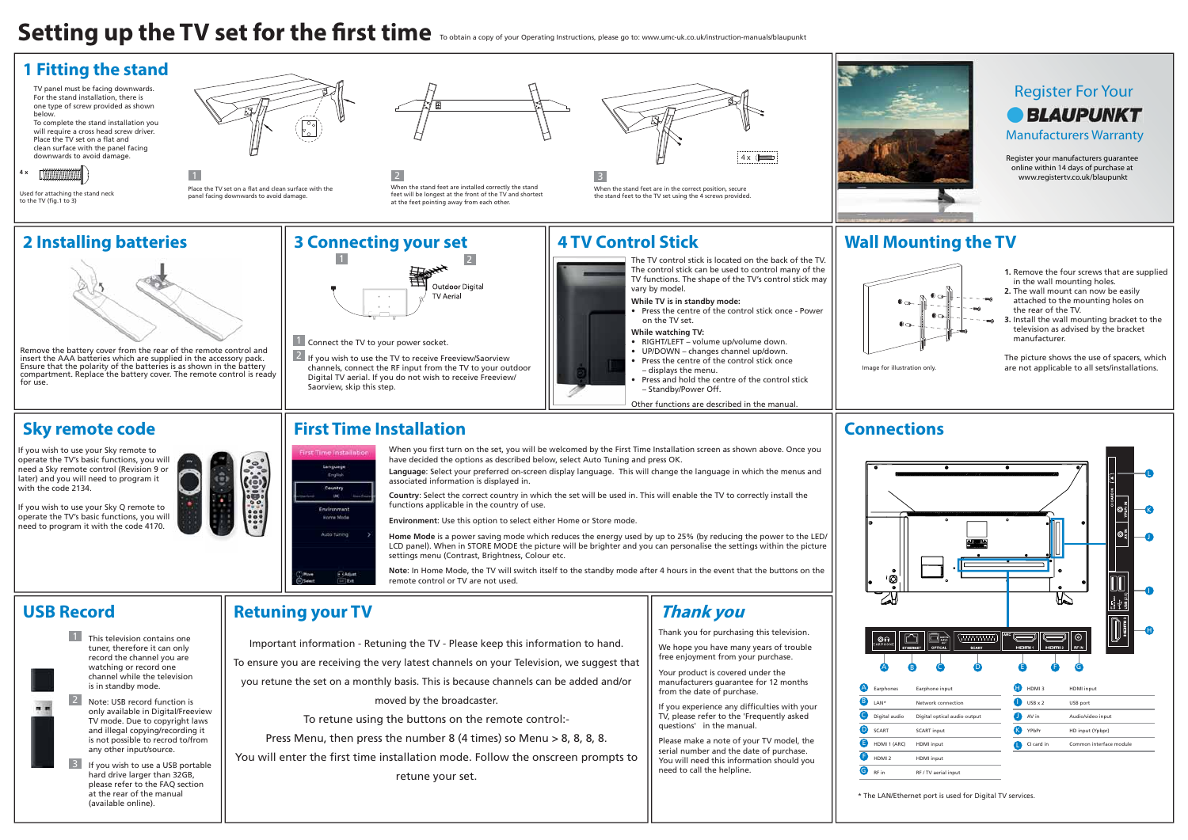# Setting up the TV set for the first time

To obtain a copy of your Operating Instructions, please go to: www.umc-uk.co.uk/instruction-manuals/blaupunkt

## 1 Fitting the stand

TV panel must be facing downwards. For the stand installation, there is one type of screw provided as shown below.
To complete the stand installation you will require a cross head screw driver. Place the TV set on a flat and clean surface with the panel facing downwards to avoid damage.

4 x

Used for attaching the stand neck to the TV (fig.1 to 3)

1 Place the TV set on a flat and clean surface with the panel facing downwards to avoid damage.

2 When the stand feet are installed correctly the stand feet will be longest at the front of the TV and shortest at the feet pointing away from each other.

3 When the stand feet are in the correct position, secure the stand feet to the TV set using the 4 screws provided.

4 x

## Register For Your BLAUPUNKT Manufacturers Warranty

Register your manufacturers guarantee online within 14 days of purchase at www.registertv.co.uk/blaupunkt

## 2 Installing batteries

Remove the battery cover from the rear of the remote control and insert the AAA batteries which are supplied in the accessory pack. Ensure that the polarity of the batteries is as shown in the battery compartment. Replace the battery cover. The remote control is ready for use.

## 3 Connecting your set

1 2

Outdoor Digital TV Aerial

1 Connect the TV to your power socket.

2 If you wish to use the TV to receive Freeview/Saorview channels, connect the RF input from the TV to your outdoor Digital TV aerial. If you do not wish to receive Freeview/ Saorview, skip this step.

## 4 TV Control Stick

The TV control stick is located on the back of the TV. The control stick can be used to control many of the TV functions. The shape of the TV's control stick may vary by model.

**While TV is in standby mode:**

- Press the centre of the control stick once - Power on the TV set.

**While watching TV:**

- RIGHT/LEFT – volume up/volume down.
- UP/DOWN – changes channel up/down.
- Press the centre of the control stick once – displays the menu.
- Press and hold the centre of the control stick – Standby/Power Off.

Other functions are described in the manual.

## Wall Mounting the TV

1. Remove the four screws that are supplied in the wall mounting holes.
2. The wall mount can now be easily attached to the mounting holes on the rear of the TV.
3. Install the wall mounting bracket to the television as advised by the bracket manufacturer.

The picture shows the use of spacers, which are not applicable to all sets/installations.

Image for illustration only.

## Sky remote code

If you wish to use your Sky remote to operate the TV's basic functions, you will need a Sky remote control (Revision 9 or later) and you will need to program it with the code 2134.

If you wish to use your Sky Q remote to operate the TV's basic functions, you will need to program it with the code 4170.

## First Time Installation

First Time Installation
Language
English
Country
UK
Environment
Home Mode
Auto tuning
Move / Adjust
Select / Exit

When you first turn on the set, you will be welcomed by the First Time Installation screen as shown above. Once you have decided the options as described below, select Auto Tuning and press OK.

**Language**: Select your preferred on-screen display language. This will change the language in which the menus and associated information is displayed in.

**Country**: Select the correct country in which the set will be used in. This will enable the TV to correctly install the functions applicable in the country of use.

**Environment**: Use this option to select either Home or Store mode.

**Home Mode** is a power saving mode which reduces the energy used by up to 25% (by reducing the power to the LED/ LCD panel). When in STORE MODE the picture will be brighter and you can personalise the settings within the picture settings menu (Contrast, Brightness, Colour etc.

**Note**: In Home Mode, the TV will switch itself to the standby mode after 4 hours in the event that the buttons on the remote control or TV are not used.

## Connections

| | | | | | |
|---|---|---|---|---|---|
| A | Earphones | Earphone input | H | HDMI 3 | HDMI input |
| B | LAN* | Network connection | I | USB x 2 | USB port |
| C | Digital audio | Digital optical audio output | J | AV in | Audio/video input |
| D | SCART | SCART input | K | YPbPr | HD input (Ypbpr) |
| E | HDMI 1 (ARC) | HDMI input | L | CI card in | Common interface module |
| F | HDMI 2 | HDMI input | | | |
| G | RF in | RF / TV aerial input | | | |

\* The LAN/Ethernet port is used for Digital TV services.

## USB Record

1 This television contains one tuner, therefore it can only record the channel you are watching or record one channel while the television is in standby mode.

2 Note: USB record function is only available in Digital/Freeview TV mode. Due to copyright laws and illegal copying/recording it is not possible to recrod to/from any other input/source.

3 If you wish to use a USB portable hard drive larger than 32GB, please refer to the FAQ section at the rear of the manual (available online).

## Retuning your TV

Important information - Retuning the TV - Please keep this information to hand.

To ensure you are receiving the very latest channels on your Television, we suggest that you retune the set on a monthly basis. This is because channels can be added and/or moved by the broadcaster.

To retune using the buttons on the remote control:-

Press Menu, then press the number 8 (4 times) so Menu > 8, 8, 8, 8.

You will enter the first time installation mode. Follow the onscreen prompts to retune your set.

## *Thank you*

Thank you for purchasing this television.

We hope you have many years of trouble free enjoyment from your purchase.

Your product is covered under the manufacturers guarantee for 12 months from the date of purchase.

If you experience any difficulties with your TV, please refer to the 'Frequently asked questions' in the manual.

Please make a note of your TV model, the serial number and the date of purchase. You will need this information should you need to call the helpline.